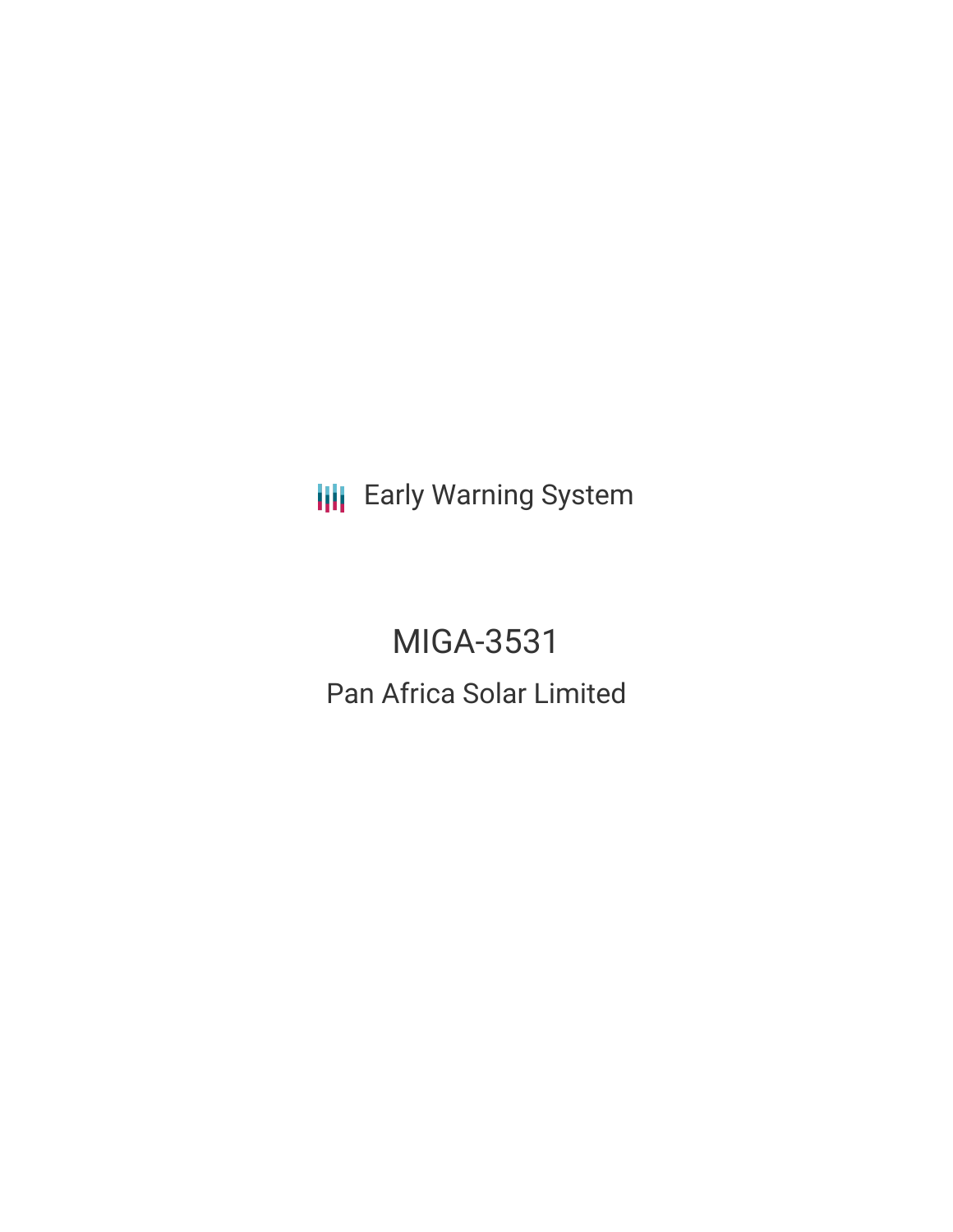Early Warning System

# MIGA-3531

## Pan Africa Solar Limited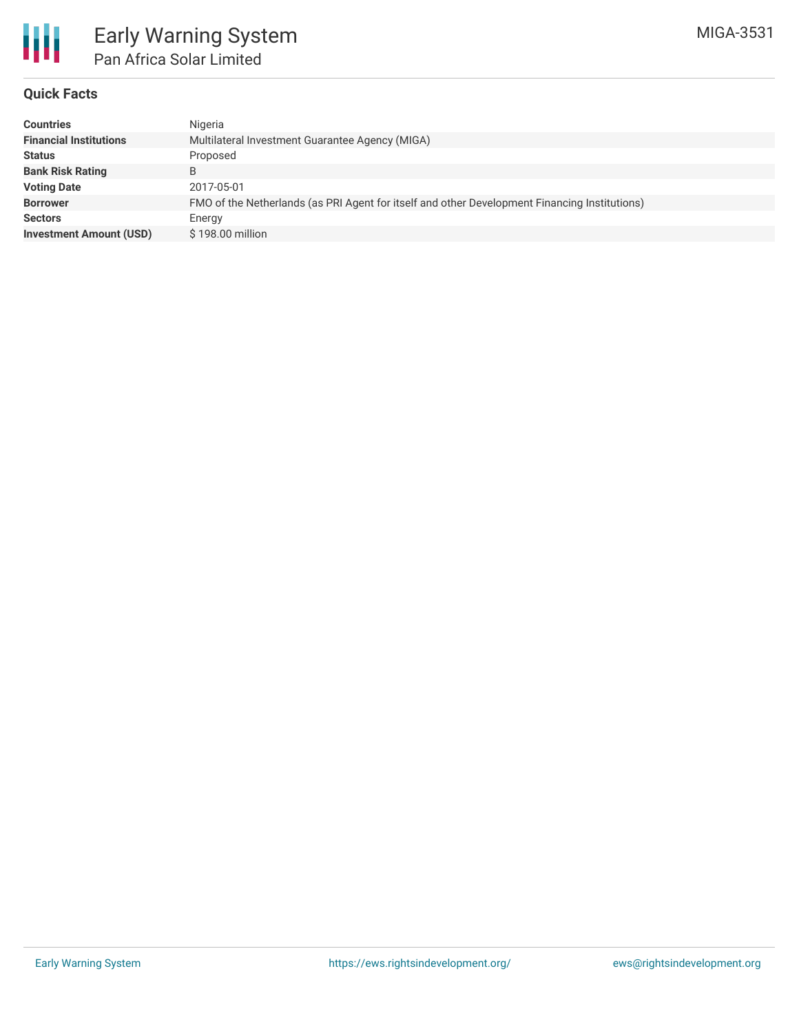# Early Warning System

## Pan Africa Solar Limited

MIGA-3531

### Quick Facts

| | |
|---|---|
| **Countries** | Nigeria |
| **Financial Institutions** | Multilateral Investment Guarantee Agency (MIGA) |
| **Status** | Proposed |
| **Bank Risk Rating** | B |
| **Voting Date** | 2017-05-01 |
| **Borrower** | FMO of the Netherlands (as PRI Agent for itself and other Development Financing Institutions) |
| **Sectors** | Energy |
| **Investment Amount (USD)** | $ 198.00 million |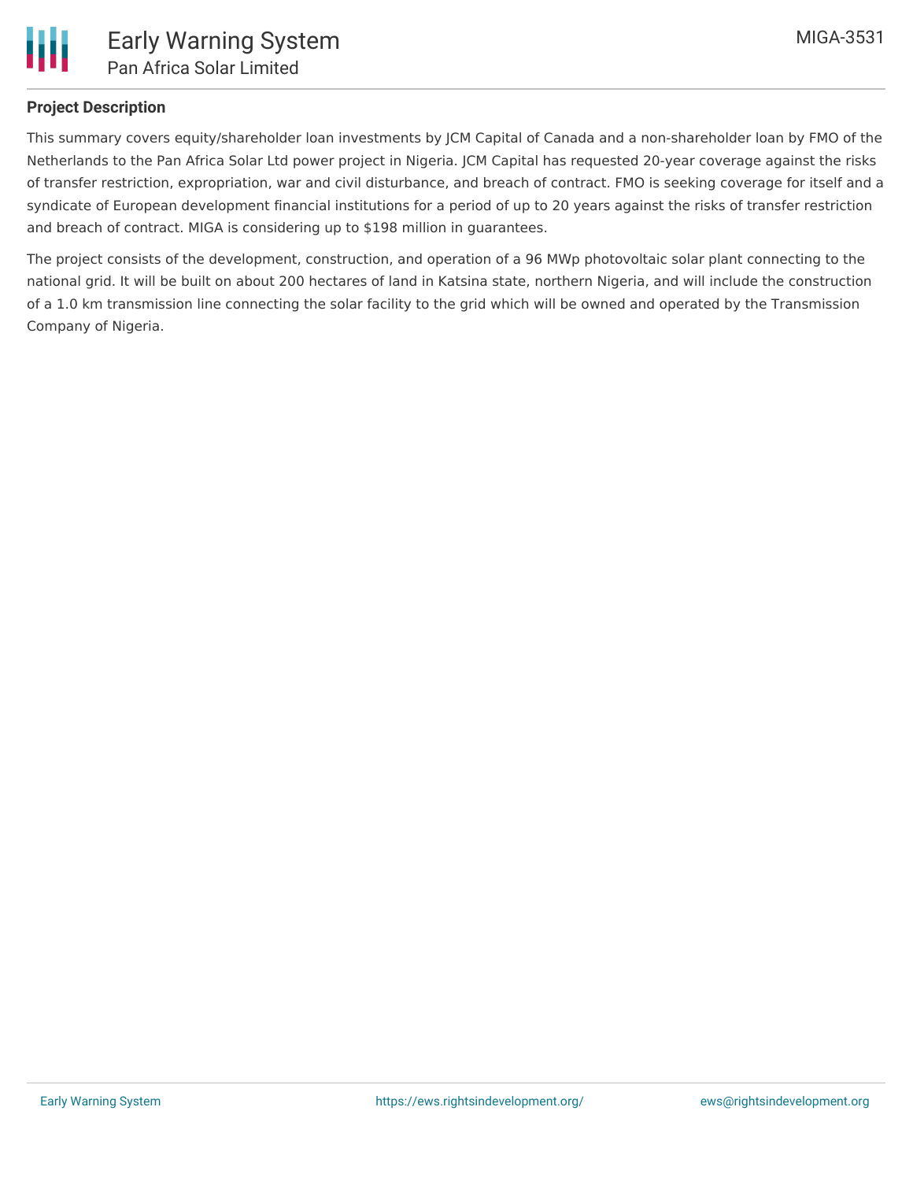## Project Description

This summary covers equity/shareholder loan investments by JCM Capital of Canada and a non-shareholder loan by FMO of the Netherlands to the Pan Africa Solar Ltd power project in Nigeria. JCM Capital has requested 20-year coverage against the risks of transfer restriction, expropriation, war and civil disturbance, and breach of contract. FMO is seeking coverage for itself and a syndicate of European development financial institutions for a period of up to 20 years against the risks of transfer restriction and breach of contract. MIGA is considering up to $198 million in guarantees.

The project consists of the development, construction, and operation of a 96 MWp photovoltaic solar plant connecting to the national grid. It will be built on about 200 hectares of land in Katsina state, northern Nigeria, and will include the construction of a 1.0 km transmission line connecting the solar facility to the grid which will be owned and operated by the Transmission Company of Nigeria.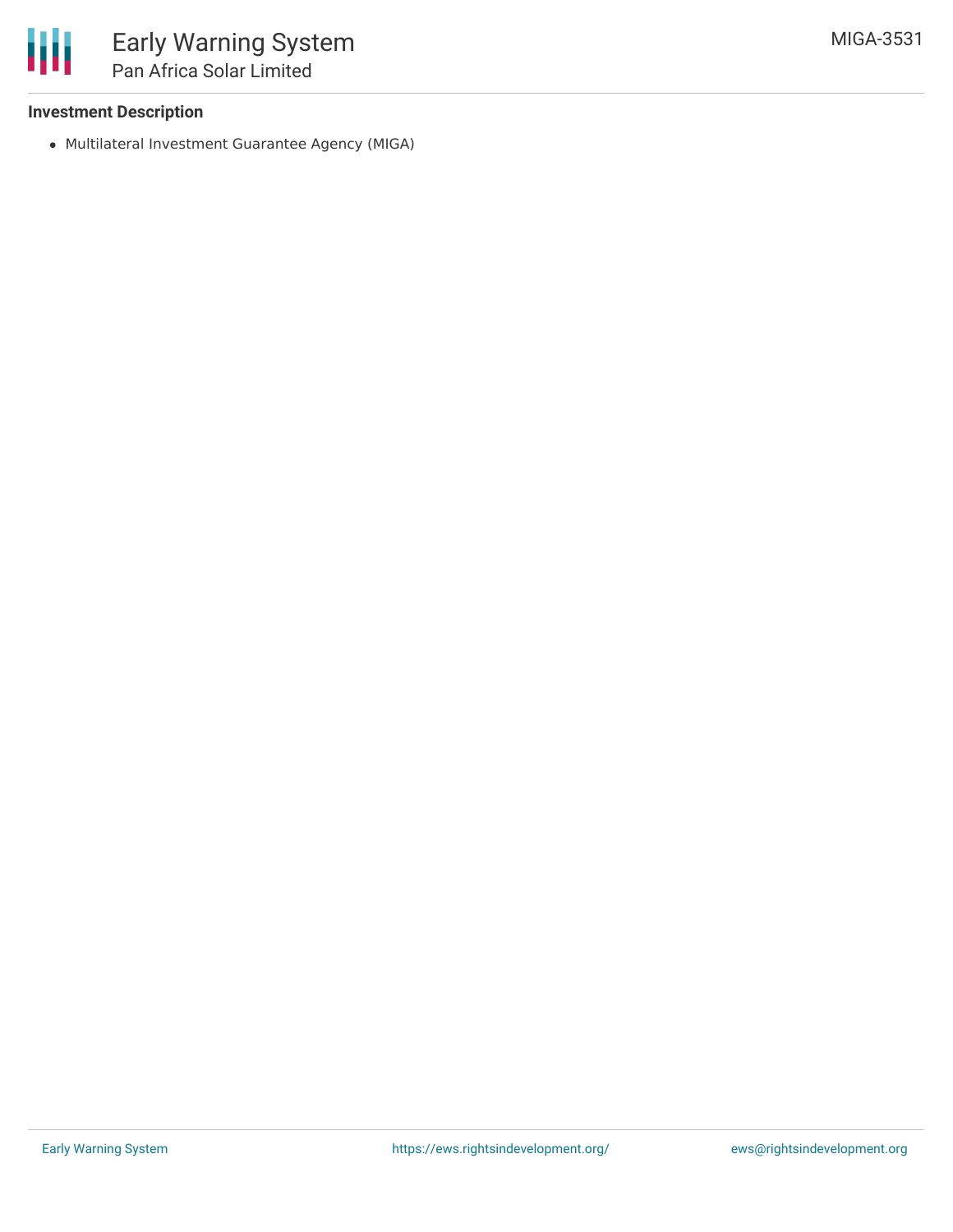**Investment Description**

- Multilateral Investment Guarantee Agency (MIGA)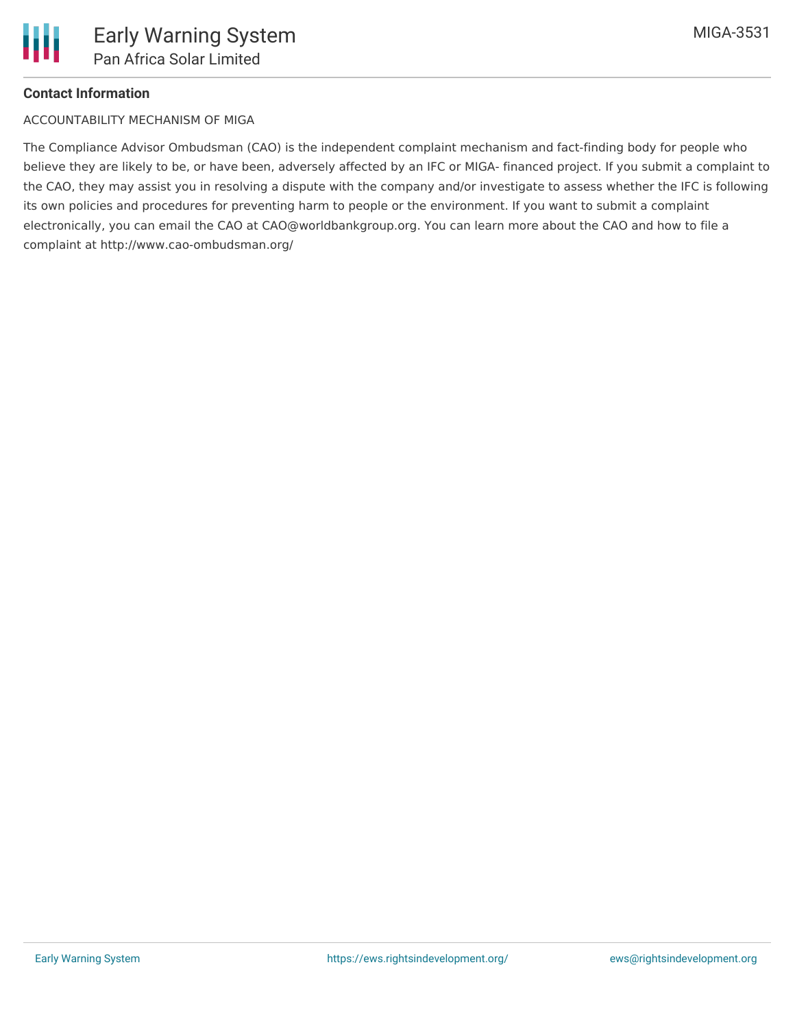**Contact Information**

ACCOUNTABILITY MECHANISM OF MIGA

The Compliance Advisor Ombudsman (CAO) is the independent complaint mechanism and fact-finding body for people who believe they are likely to be, or have been, adversely affected by an IFC or MIGA- financed project. If you submit a complaint to the CAO, they may assist you in resolving a dispute with the company and/or investigate to assess whether the IFC is following its own policies and procedures for preventing harm to people or the environment. If you want to submit a complaint electronically, you can email the CAO at CAO@worldbankgroup.org. You can learn more about the CAO and how to file a complaint at http://www.cao-ombudsman.org/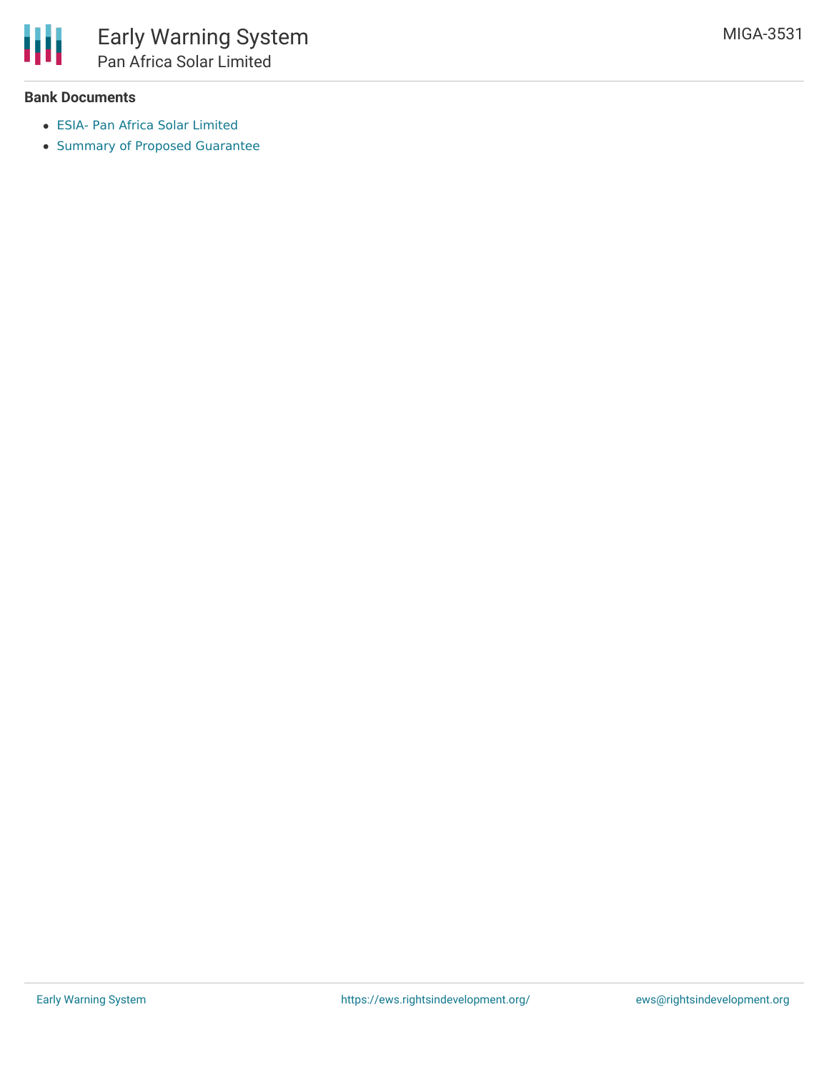**Bank Documents**

- ESIA- Pan Africa Solar Limited
- Summary of Proposed Guarantee